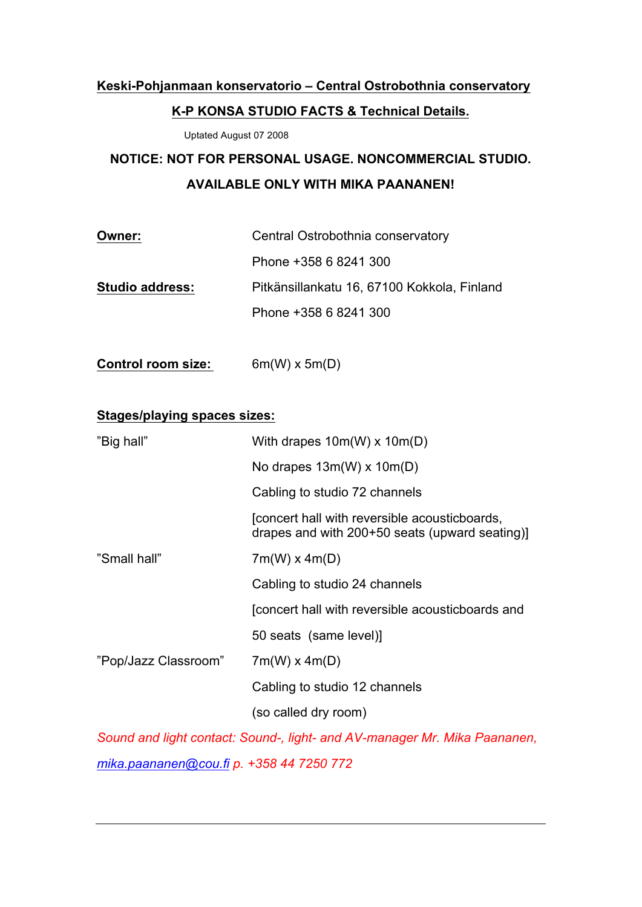**Keski-Pohjanmaan konservatorio – Central Ostrobothnia conservatory**

**K-P KONSA STUDIO FACTS & Technical Details.**

Uptated August 07 2008

**NOTICE: NOT FOR PERSONAL USAGE. NONCOMMERCIAL STUDIO.**

**AVAILABLE ONLY WITH MIKA PAANANEN!**

| | |
|---|---|
| **Owner:** | Central Ostrobothnia conservatory |
| | Phone +358 6 8241 300 |
| **Studio address:** | Pitkänsillankatu 16, 67100 Kokkola, Finland |
| | Phone +358 6 8241 300 |

**Control room size:** 6m(W) x 5m(D)

**Stages/playing spaces sizes:**

| | |
|---|---|
| ”Big hall” | With drapes 10m(W) x 10m(D) |
| | No drapes 13m(W) x 10m(D) |
| | Cabling to studio 72 channels |
| | [concert hall with reversible acousticboards, drapes and with 200+50 seats (upward seating)] |
| ”Small hall” | 7m(W) x 4m(D) |
| | Cabling to studio 24 channels |
| | [concert hall with reversible acousticboards and 50 seats (same level)] |
| ”Pop/Jazz Classroom” | 7m(W) x 4m(D) |
| | Cabling to studio 12 channels |
| | (so called dry room) |

*Sound and light contact: Sound-, light- and AV-manager Mr. Mika Paananen, mika.paananen@cou.fi p. +358 44 7250 772*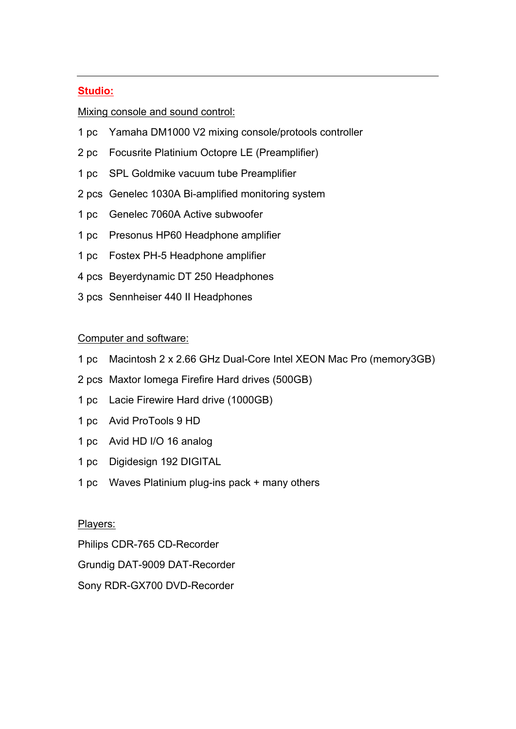---

## **Studio:**

Mixing console and sound control:

1 pc  Yamaha DM1000 V2 mixing console/protools controller

2 pc  Focusrite Platinium Octopre LE (Preamplifier)

1 pc  SPL Goldmike vacuum tube Preamplifier

2 pcs  Genelec 1030A Bi-amplified monitoring system

1 pc  Genelec 7060A Active subwoofer

1 pc  Presonus HP60 Headphone amplifier

1 pc  Fostex PH-5 Headphone amplifier

4 pcs  Beyerdynamic DT 250 Headphones

3 pcs  Sennheiser 440 II Headphones

Computer and software:

1 pc  Macintosh 2 x 2.66 GHz Dual-Core Intel XEON Mac Pro (memory3GB)

2 pcs  Maxtor Iomega Firefire Hard drives (500GB)

1 pc  Lacie Firewire Hard drive (1000GB)

1 pc  Avid ProTools 9 HD

1 pc  Avid HD I/O 16 analog

1 pc  Digidesign 192 DIGITAL

1 pc  Waves Platinium plug-ins pack + many others

Players:

Philips CDR-765 CD-Recorder

Grundig DAT-9009 DAT-Recorder

Sony RDR-GX700 DVD-Recorder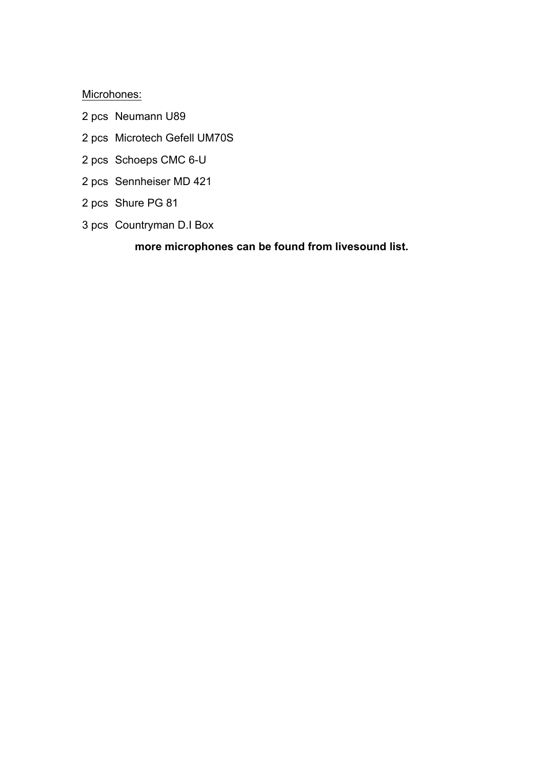Microhones:

2 pcs  Neumann U89

2 pcs  Microtech Gefell UM70S

2 pcs  Schoeps CMC 6-U

2 pcs  Sennheiser MD 421

2 pcs  Shure PG 81

3 pcs  Countryman D.I Box

**more microphones can be found from livesound list.**